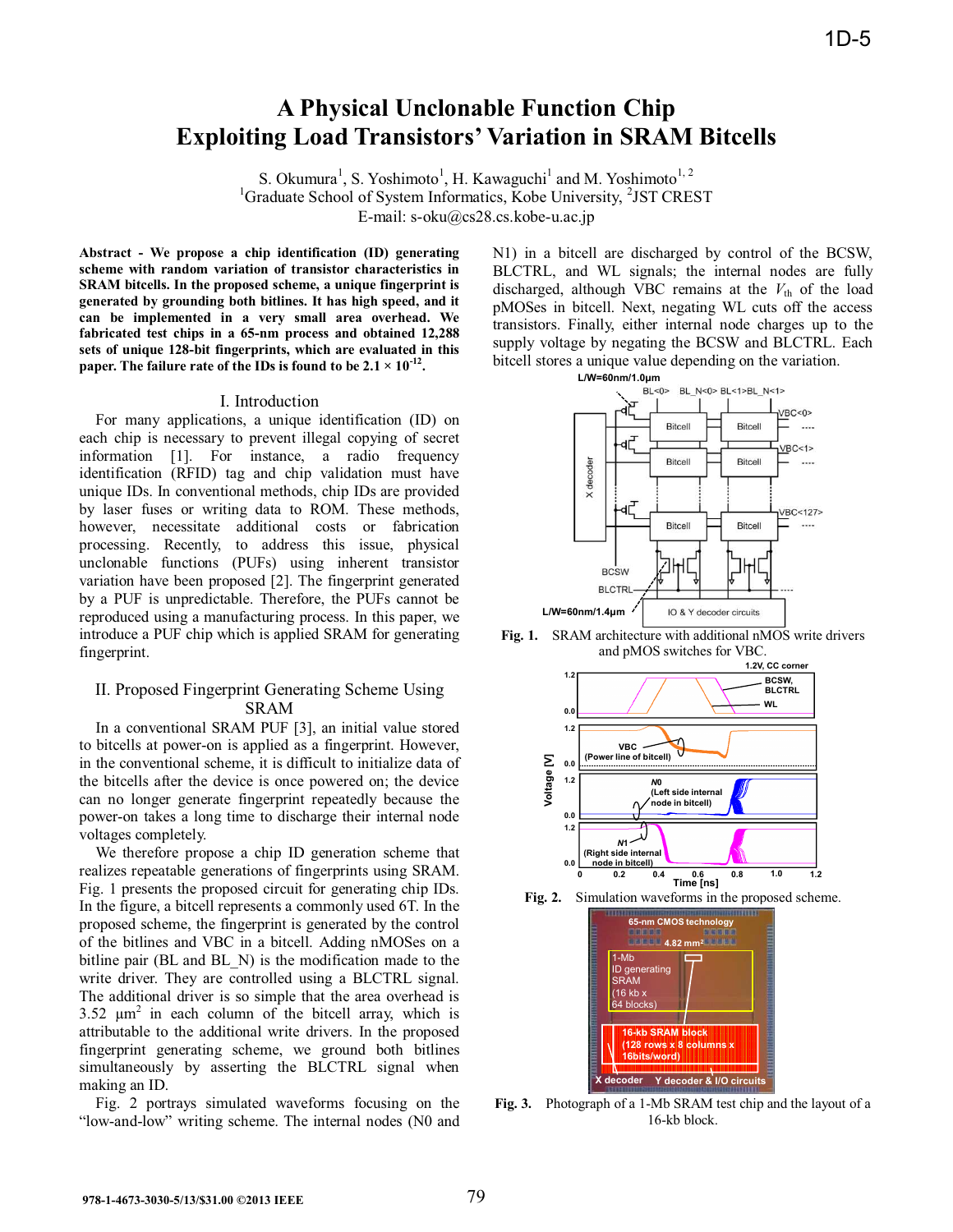# A Physical Unclonable Function Chip Exploiting Load Transistors' Variation in SRAM Bitcells

S. Okumura[1], S. Yoshimoto[1], H. Kawaguchi[1] and M. Yoshimoto[1, 2]

[1]Graduate School of System Informatics, Kobe University, [2]JST CREST

E-mail: s-oku@cs28.cs.kobe-u.ac.jp

**Abstract - We propose a chip identification (ID) generating scheme with random variation of transistor characteristics in SRAM bitcells. In the proposed scheme, a unique fingerprint is generated by grounding both bitlines. It has high speed, and it can be implemented in a very small area overhead. We fabricated test chips in a 65-nm process and obtained 12,288 sets of unique 128-bit fingerprints, which are evaluated in this paper. The failure rate of the IDs is found to be $2.1 \times 10^{-12}$.**

## I. Introduction

For many applications, a unique identification (ID) on each chip is necessary to prevent illegal copying of secret information [1]. For instance, a radio frequency identification (RFID) tag and chip validation must have unique IDs. In conventional methods, chip IDs are provided by laser fuses or writing data to ROM. These methods, however, necessitate additional costs or fabrication processing. Recently, to address this issue, physical unclonable functions (PUFs) using inherent transistor variation have been proposed [2]. The fingerprint generated by a PUF is unpredictable. Therefore, the PUFs cannot be reproduced using a manufacturing process. In this paper, we introduce a PUF chip which is applied SRAM for generating fingerprint.

## II. Proposed Fingerprint Generating Scheme Using SRAM

In a conventional SRAM PUF [3], an initial value stored to bitcells at power-on is applied as a fingerprint. However, in the conventional scheme, it is difficult to initialize data of the bitcells after the device is once powered on; the device can no longer generate fingerprint repeatedly because the power-on takes a long time to discharge their internal node voltages completely.

We therefore propose a chip ID generation scheme that realizes repeatable generations of fingerprints using SRAM. Fig. 1 presents the proposed circuit for generating chip IDs. In the figure, a bitcell represents a commonly used 6T. In the proposed scheme, the fingerprint is generated by the control of the bitlines and VBC in a bitcell. Adding nMOSes on a bitline pair (BL and BL_N) is the modification made to the write driver. They are controlled using a BLCTRL signal. The additional driver is so simple that the area overhead is 3.52 µm$^2$ in each column of the bitcell array, which is attributable to the additional write drivers. In the proposed fingerprint generating scheme, we ground both bitlines simultaneously by asserting the BLCTRL signal when making an ID.

Fig. 2 portrays simulated waveforms focusing on the "low-and-low" writing scheme. The internal nodes (N0 and N1) in a bitcell are discharged by control of the BCSW, BLCTRL, and WL signals; the internal nodes are fully discharged, although VBC remains at the $V_{th}$ of the load pMOSes in bitcell. Next, negating WL cuts off the access transistors. Finally, either internal node charges up to the supply voltage by negating the BCSW and BLCTRL. Each bitcell stores a unique value depending on the variation.

**Fig. 1.** SRAM architecture with additional nMOS write drivers and pMOS switches for VBC.

**Fig. 2.** Simulation waveforms in the proposed scheme.

**Fig. 3.** Photograph of a 1-Mb SRAM test chip and the layout of a 16-kb block.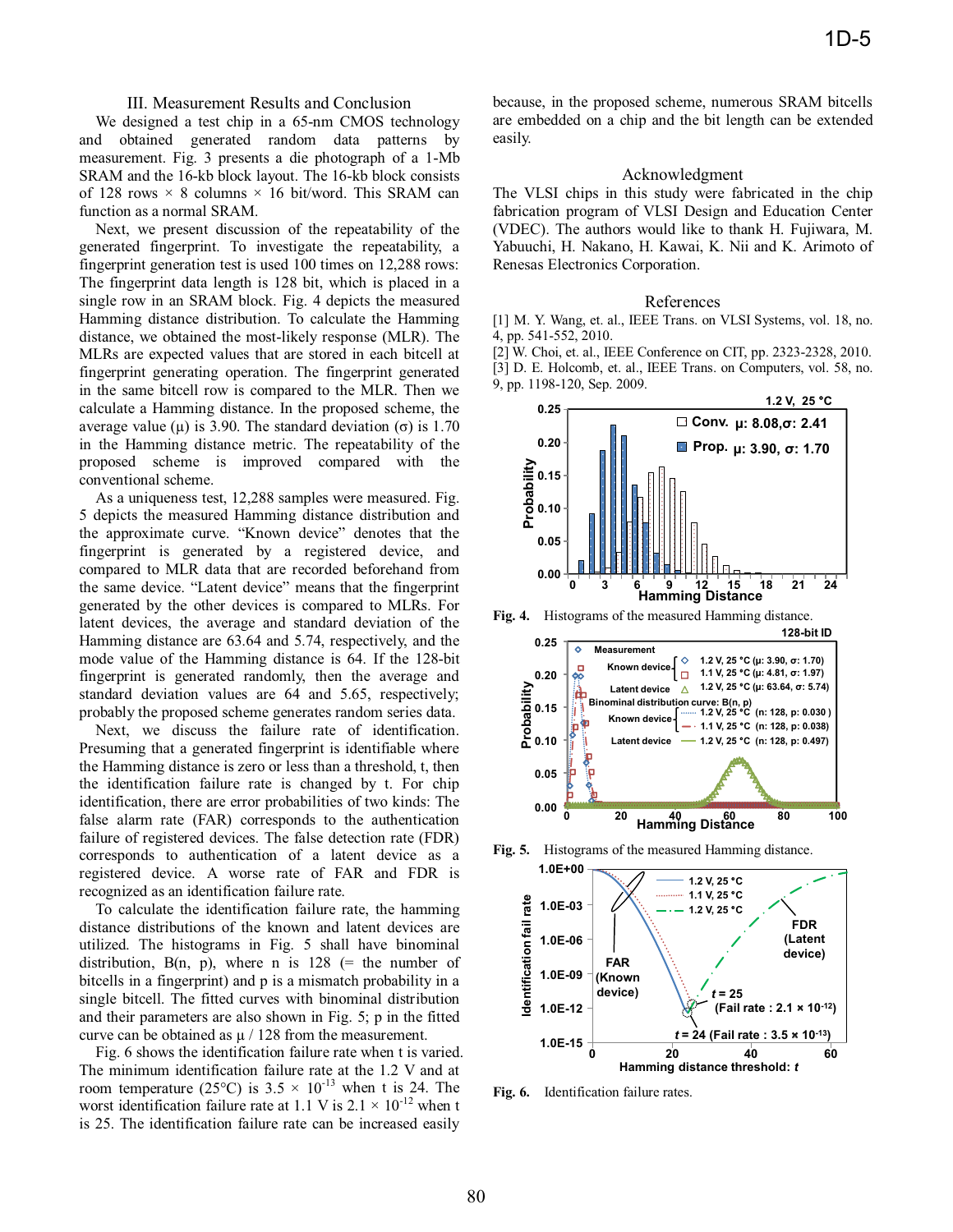## III. Measurement Results and Conclusion

We designed a test chip in a 65-nm CMOS technology and obtained generated random data patterns by measurement. Fig. 3 presents a die photograph of a 1-Mb SRAM and the 16-kb block layout. The 16-kb block consists of 128 rows × 8 columns × 16 bit/word. This SRAM can function as a normal SRAM.

Next, we present discussion of the repeatability of the generated fingerprint. To investigate the repeatability, a fingerprint generation test is used 100 times on 12,288 rows: The fingerprint data length is 128 bit, which is placed in a single row in an SRAM block. Fig. 4 depicts the measured Hamming distance distribution. To calculate the Hamming distance, we obtained the most-likely response (MLR). The MLRs are expected values that are stored in each bitcell at fingerprint generating operation. The fingerprint generated in the same bitcell row is compared to the MLR. Then we calculate a Hamming distance. In the proposed scheme, the average value ($\mu$) is 3.90. The standard deviation ($\sigma$) is 1.70 in the Hamming distance metric. The repeatability of the proposed scheme is improved compared with the conventional scheme.

As a uniqueness test, 12,288 samples were measured. Fig. 5 depicts the measured Hamming distance distribution and the approximate curve. "Known device" denotes that the fingerprint is generated by a registered device, and compared to MLR data that are recorded beforehand from the same device. "Latent device" means that the fingerprint generated by the other devices is compared to MLRs. For latent devices, the average and standard deviation of the Hamming distance are 63.64 and 5.74, respectively, and the mode value of the Hamming distance is 64. If the 128-bit fingerprint is generated randomly, then the average and standard deviation values are 64 and 5.65, respectively; probably the proposed scheme generates random series data.

Next, we discuss the failure rate of identification. Presuming that a generated fingerprint is identifiable where the Hamming distance is zero or less than a threshold, t, then the identification failure rate is changed by t. For chip identification, there are error probabilities of two kinds: The false alarm rate (FAR) corresponds to the authentication failure of registered devices. The false detection rate (FDR) corresponds to authentication of a latent device as a registered device. A worse rate of FAR and FDR is recognized as an identification failure rate.

To calculate the identification failure rate, the hamming distance distributions of the known and latent devices are utilized. The histograms in Fig. 5 shall have binominal distribution, B(n, p), where n is 128 (= the number of bitcells in a fingerprint) and p is a mismatch probability in a single bitcell. The fitted curves with binominal distribution and their parameters are also shown in Fig. 5; p in the fitted curve can be obtained as $\mu$ / 128 from the measurement.

Fig. 6 shows the identification failure rate when t is varied. The minimum identification failure rate at the 1.2 V and at room temperature (25°C) is $3.5 \times 10^{-13}$ when t is 24. The worst identification failure rate at 1.1 V is $2.1 \times 10^{-12}$ when t is 25. The identification failure rate can be increased easily because, in the proposed scheme, numerous SRAM bitcells are embedded on a chip and the bit length can be extended easily.

## Acknowledgment

The VLSI chips in this study were fabricated in the chip fabrication program of VLSI Design and Education Center (VDEC). The authors would like to thank H. Fujiwara, M. Yabuuchi, H. Nakano, H. Kawai, K. Nii and K. Arimoto of Renesas Electronics Corporation.

## References

[1] M. Y. Wang, et. al., IEEE Trans. on VLSI Systems, vol. 18, no. 4, pp. 541-552, 2010.
[2] W. Choi, et. al., IEEE Conference on CIT, pp. 2323-2328, 2010.
[3] D. E. Holcomb, et. al., IEEE Trans. on Computers, vol. 58, no. 9, pp. 1198-120, Sep. 2009.

1.2 V, 25 °C
Conv. μ: 8.08,σ: 2.41
Prop. μ: 3.90, σ: 1.70
Probability
Hamming Distance

Fig. 4. Histograms of the measured Hamming distance.

128-bit ID
Measurement
Known device: 1.2 V, 25 °C (μ: 3.90, σ: 1.70); 1.1 V, 25 °C (μ: 4.81, σ: 1.97)
Latent device: 1.2 V, 25 °C (μ: 63.64, σ: 5.74)
Binominal distribution curve: B(n, p)
Known device: 1.2 V, 25 °C (n: 128, p: 0.030); 1.1 V, 25 °C (n: 128, p: 0.038)
Latent device: 1.2 V, 25 °C (n: 128, p: 0.497)
Probability
Hamming Distance

Fig. 5. Histograms of the measured Hamming distance.

1.2 V, 25 °C
1.1 V, 25 °C
1.2 V, 25 °C
FAR (Known device)
FDR (Latent device)
t = 25 (Fail rate : 2.1 × 10^-12)
t = 24 (Fail rate : 3.5 × 10^-13)
Identification fail rate
Hamming distance threshold: t

Fig. 6. Identification failure rates.